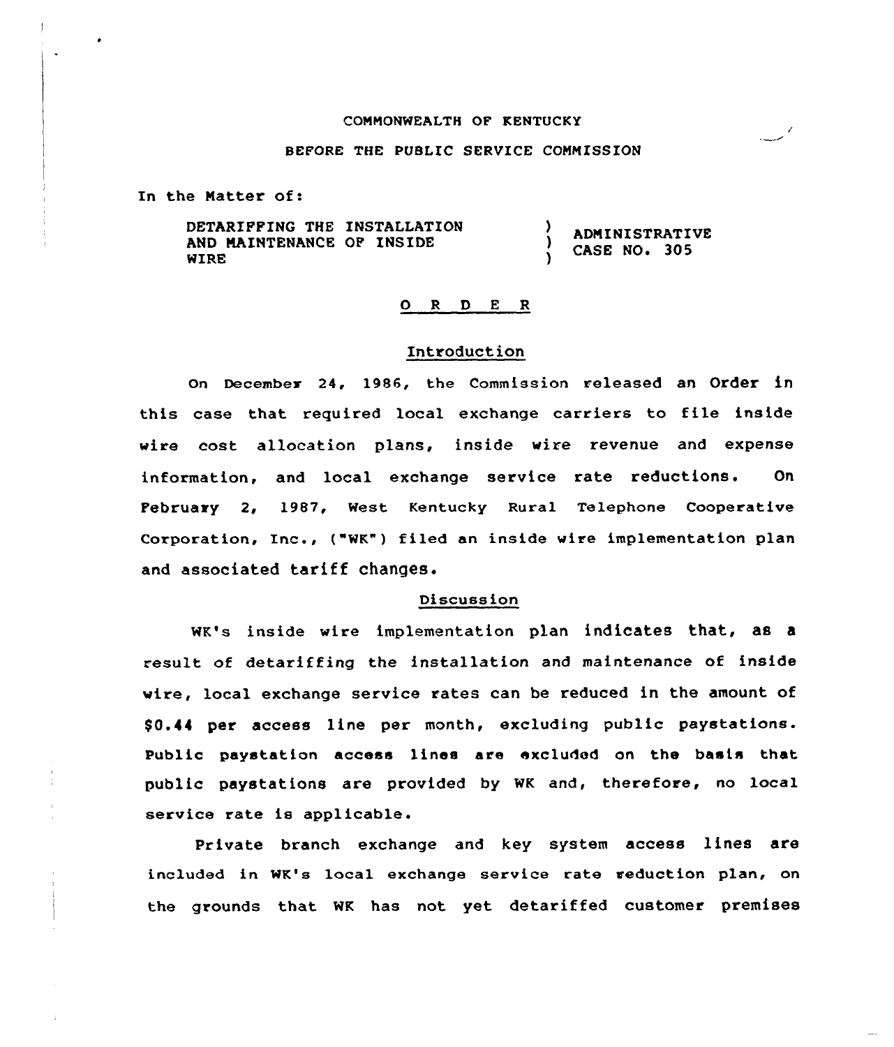COMMONWEALTH OF KENTUCKY

BEFORE THE PUBLIC SERVICE COMMISSION

In the Matter of:

| | | |
|---|---|---|
| DETARIFFING THE INSTALLATION AND MAINTENANCE OF INSIDE WIRE | ) ) ) | ADMINISTRATIVE CASE NO. 305 |

## O R D E R

### Introduction

On December 24, 1986, the Commission released an Order in this case that required local exchange carriers to file inside wire cost allocation plans, inside wire revenue and expense information, and local exchange service rate reductions. On February 2, 1987, West Kentucky Rural Telephone Cooperative Corporation, Inc., ("WK") filed an inside wire implementation plan and associated tariff changes.

### Discussion

WK's inside wire implementation plan indicates that, as a result of detariffing the installation and maintenance of inside wire, local exchange service rates can be reduced in the amount of $0.44 per access line per month, excluding public paystations. Public paystation access lines are excluded on the basis that public paystations are provided by WK and, therefore, no local service rate is applicable.

Private branch exchange and key system access lines are included in WK's local exchange service rate reduction plan, on the grounds that WK has not yet detariffed customer premises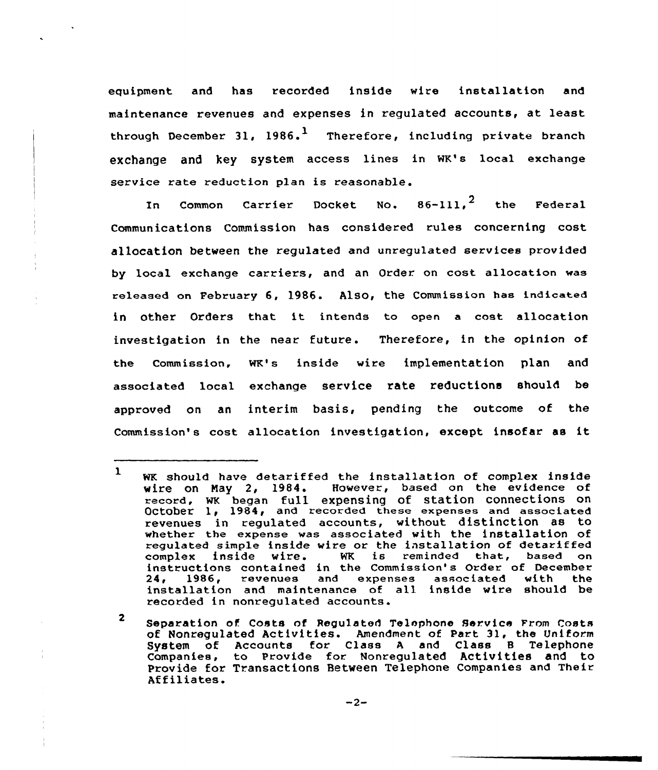equipment and has recorded inside wire installation and maintenance revenues and expenses in regulated accounts, at least through December 31, 1986.[1] Therefore, including private branch exchange and key system access lines in WK's local exchange service rate reduction plan is reasonable.

In Common Carrier Docket No. 86-111,[2] the Federal Communications Commission has considered rules concerning cost allocation between the regulated and unregulated services provided by local exchange carriers, and an Order on cost allocation was released on February 6, 1986. Also, the Commission has indicated in other Orders that it intends to open a cost allocation investigation in the near future. Therefore, in the opinion of the Commission, WK's inside wire implementation plan and associated local exchange service rate reductions should be approved on an interim basis, pending the outcome of the Commission's cost allocation investigation, except insofar as it

---

[1] WK should have detariffed the installation of complex inside wire on May 2, 1984. However, based on the evidence of record, WK began full expensing of station connections on October 1, 1984, and recorded these expenses and associated revenues in regulated accounts, without distinction as to whether the expense was associated with the installation of regulated simple inside wire or the installation of detariffed complex inside wire. WK is reminded that, based on instructions contained in the Commission's Order of December 24, 1986, revenues and expenses associated with the installation and maintenance of all inside wire should be recorded in nonregulated accounts.

[2] Separation of Costs of Regulated Telephone Service From Costs of Nonregulated Activities. Amendment of Part 31, the Uniform System of Accounts for Class A and Class B Telephone Companies, to Provide for Nonregulated Activities and to Provide for Transactions Between Telephone Companies and Their Affiliates.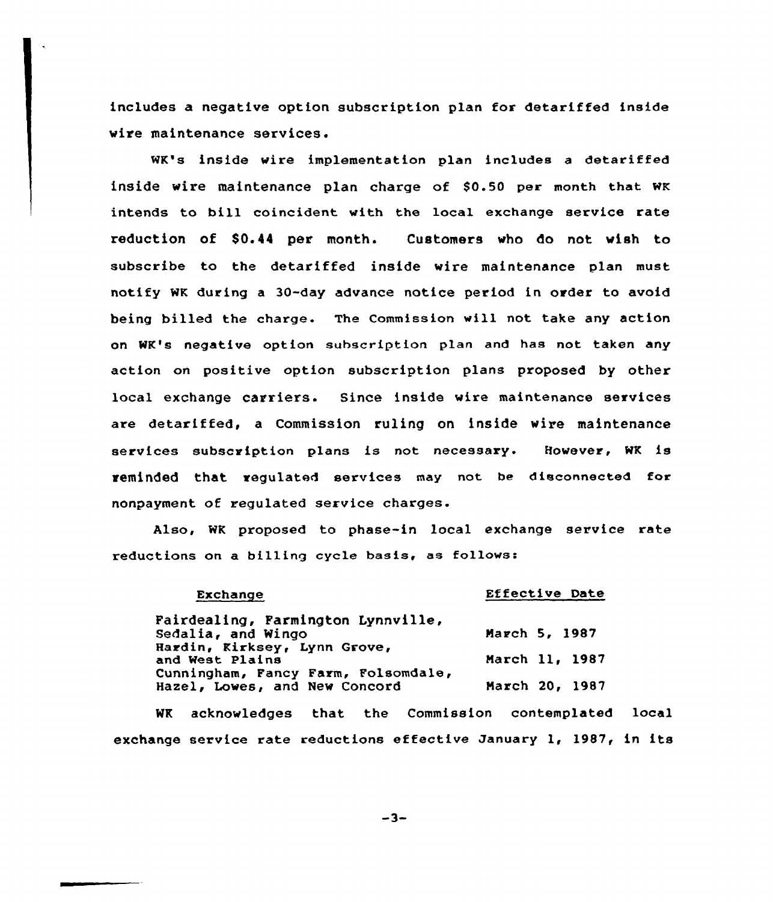includes a negative option subscription plan for detariffed inside wire maintenance services.

WK's inside wire implementation plan includes a detariffed inside wire maintenance plan charge of $0.50 per month that WK intends to bill coincident with the local exchange service rate reduction of $0.44 per month. Customers who do not wish to subscribe to the detariffed inside wire maintenance plan must notify WK during a 30-day advance notice period in order to avoid being billed the charge. The Commission will not take any action on WK's negative option subscription plan and has not taken any action on positive option subscription plans proposed by other local exchange carriers. Since inside wire maintenance services are detariffed, a Commission ruling on inside wire maintenance services subscription plans is not necessary. However, WK is reminded that regulated services may not be disconnected for nonpayment of regulated service charges.

Also, WK proposed to phase-in local exchange service rate reductions on a billing cycle basis, as follows:

| Exchange | Effective Date |
| --- | --- |
| Fairdealing, Farmington Lynnville, Sedalia, and Wingo | March 5, 1987 |
| Hardin, Kirksey, Lynn Grove, and West Plains | March 11, 1987 |
| Cunningham, Fancy Farm, Folsomdale, Hazel, Lowes, and New Concord | March 20, 1987 |

WK acknowledges that the Commission contemplated local exchange service rate reductions effective January 1, 1987, in its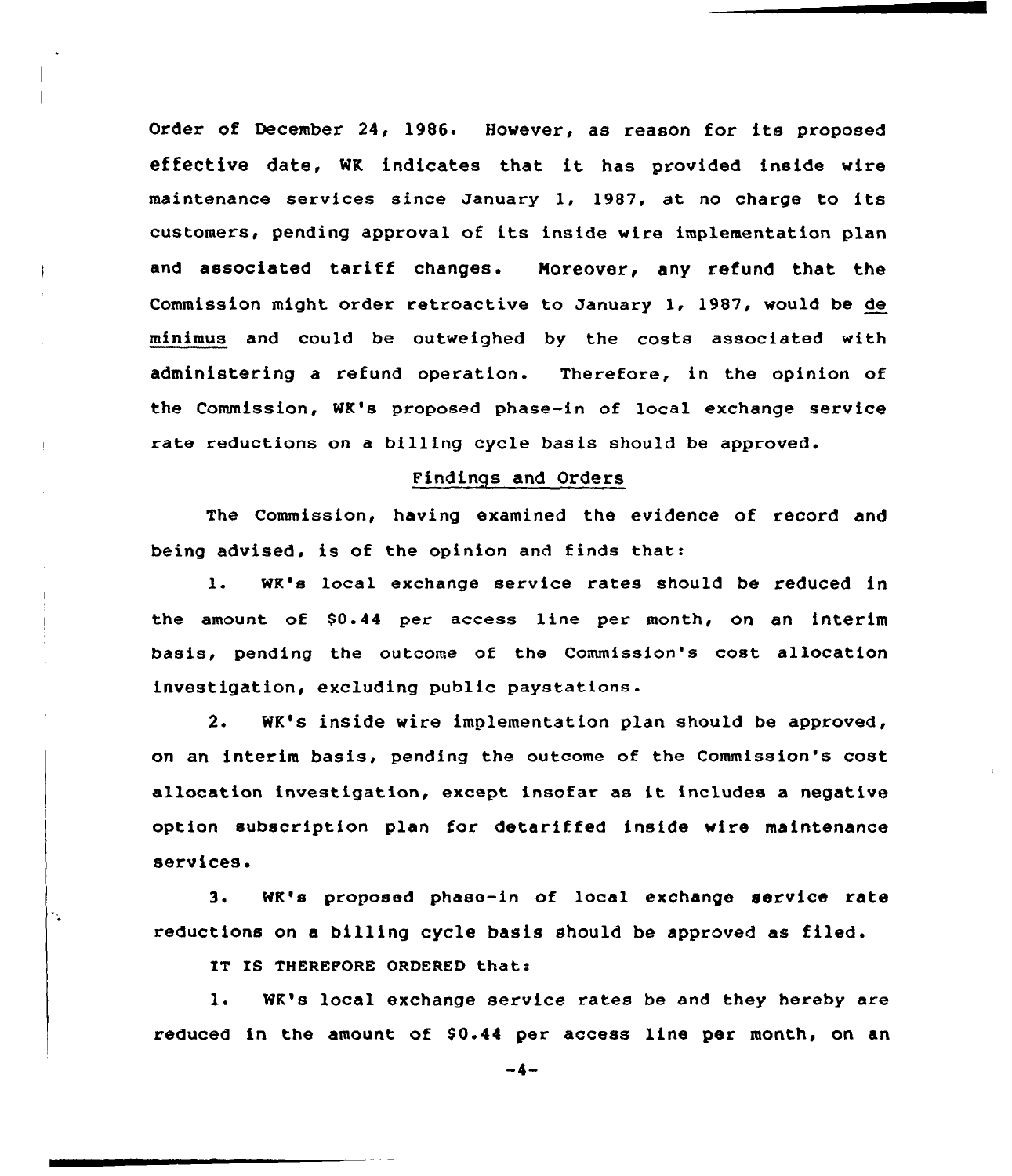Order of December 24, 1986. However, as reason for its proposed effective date, WK indicates that it has provided inside wire maintenance services since January 1, 1987, at no charge to its customers, pending approval of its inside wire implementation plan and associated tariff changes. Moreover, any refund that the Commission might order retroactive to January 1, 1987, would be *de minimus* and could be outweighed by the costs associated with administering a refund operation. Therefore, in the opinion of the Commission, WK's proposed phase-in of local exchange service rate reductions on a billing cycle basis should be approved.

## Findings and Orders

The Commission, having examined the evidence of record and being advised, is of the opinion and finds that:

1. WK's local exchange service rates should be reduced in the amount of $0.44 per access line per month, on an interim basis, pending the outcome of the Commission's cost allocation investigation, excluding public paystations.

2. WK's inside wire implementation plan should be approved, on an interim basis, pending the outcome of the Commission's cost allocation investigation, except insofar as it includes a negative option subscription plan for detariffed inside wire maintenance services.

3. WK's proposed phase-in of local exchange service rate reductions on a billing cycle basis should be approved as filed.

IT IS THEREFORE ORDERED that:

1. WK's local exchange service rates be and they hereby are reduced in the amount of $0.44 per access line per month, on an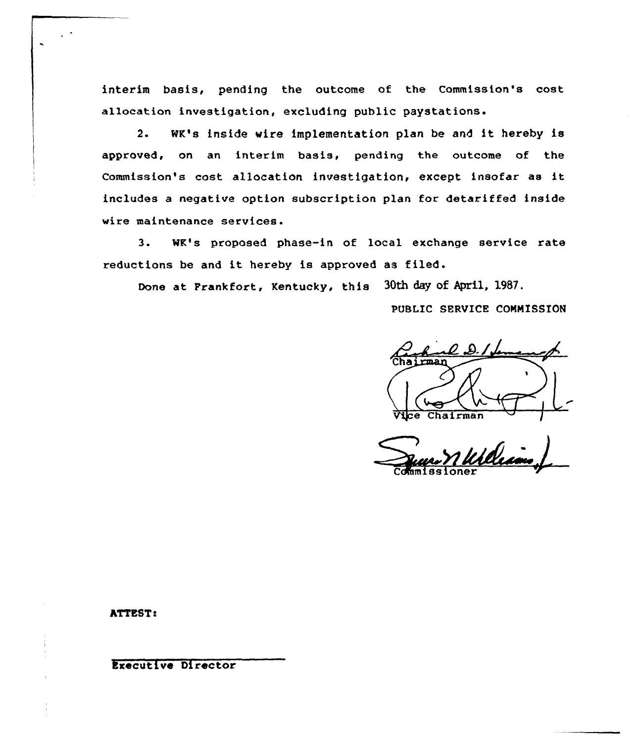interim basis, pending the outcome of the Commission's cost allocation investigation, excluding public paystations.

2. WK's inside wire implementation plan be and it hereby is approved, on an interim basis, pending the outcome of the Commission's cost allocation investigation, except insofar as it includes a negative option subscription plan for detariffed inside wire maintenance services.

3. WK's proposed phase-in of local exchange service rate reductions be and it hereby is approved as filed.

Done at Frankfort, Kentucky, this 30th day of April, 1987.

PUBLIC SERVICE COMMISSION

Chairman

Vice Chairman

Commissioner

ATTEST:

Executive Director